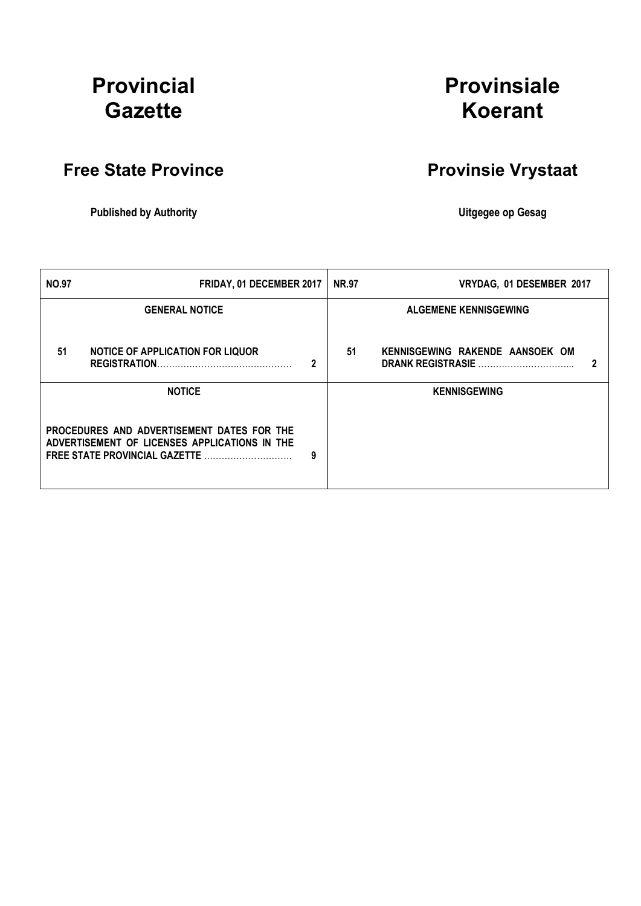# Provincial Gazette

# Provinsiale Koerant

## Free State Province

## Provinsie Vrystaat

**Published by Authority**

**Uitgegee op Gesag**

| **NO.97** | **FRIDAY, 01 DECEMBER 2017** | | **NR.97** | **VRYDAG, 01 DESEMBER 2017** | |
|---|---|---|---|---|---|
| | **GENERAL NOTICE** | | | **ALGEMENE KENNISGEWING** | |
| **51** | **NOTICE OF APPLICATION FOR LIQUOR REGISTRATION**………………………………… | **2** | **51** | **KENNISGEWING RAKENDE AANSOEK OM DRANK REGISTRASIE** ………………………….. | **2** |
| | **NOTICE** | | | **KENNISGEWING** | |
| | **PROCEDURES AND ADVERTISEMENT DATES FOR THE ADVERTISEMENT OF LICENSES APPLICATIONS IN THE FREE STATE PROVINCIAL GAZETTE** ………………………… | **9** | | | |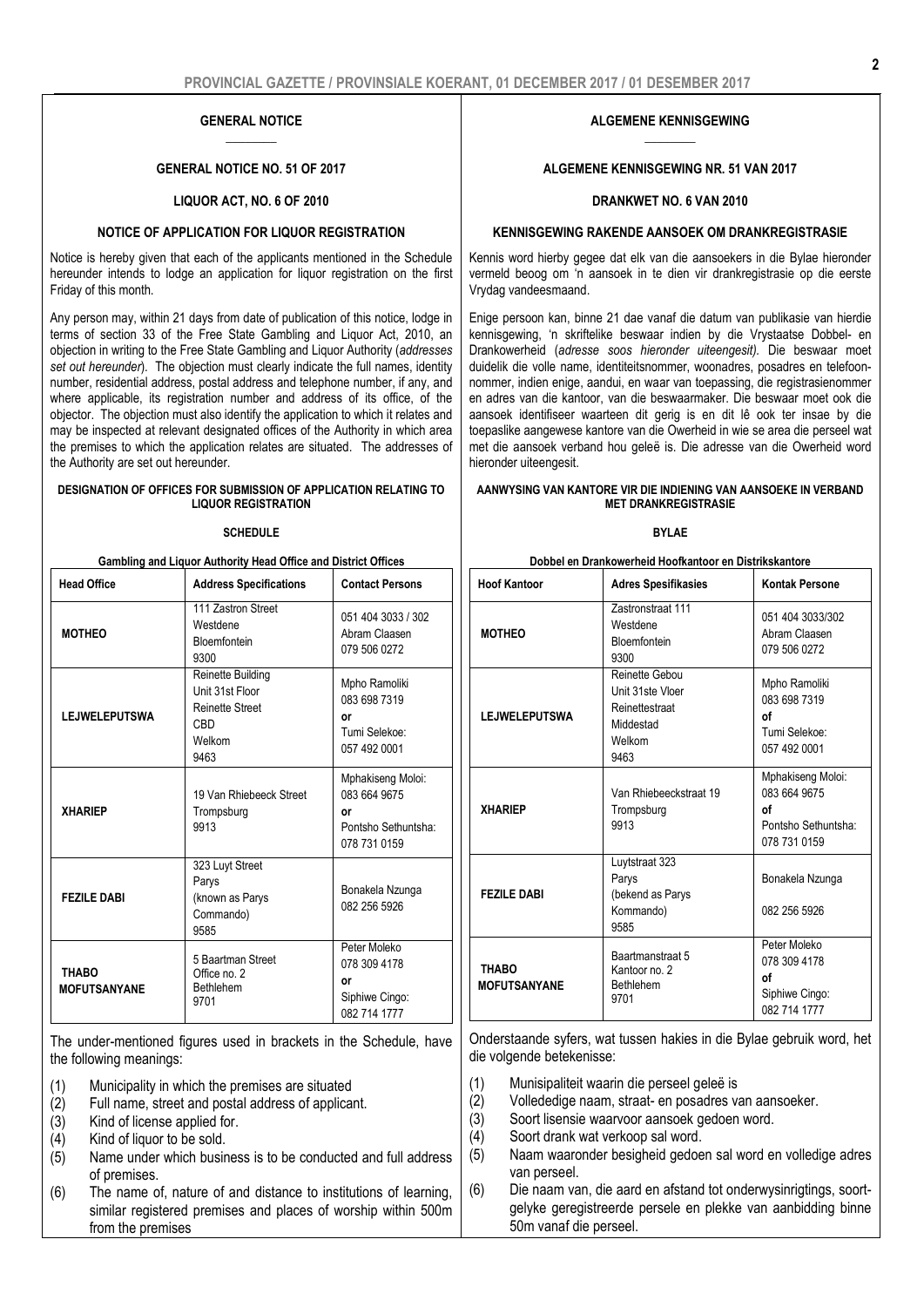## GENERAL NOTICE

### GENERAL NOTICE NO. 51 OF 2017

### LIQUOR ACT, NO. 6 OF 2010

### NOTICE OF APPLICATION FOR LIQUOR REGISTRATION

Notice is hereby given that each of the applicants mentioned in the Schedule hereunder intends to lodge an application for liquor registration on the first Friday of this month.

Any person may, within 21 days from date of publication of this notice, lodge in terms of section 33 of the Free State Gambling and Liquor Act, 2010, an objection in writing to the Free State Gambling and Liquor Authority (*addresses set out hereunder*). The objection must clearly indicate the full names, identity number, residential address, postal address and telephone number, if any, and where applicable, its registration number and address of its office, of the objector. The objection must also identify the application to which it relates and may be inspected at relevant designated offices of the Authority in which area the premises to which the application relates are situated. The addresses of the Authority are set out hereunder.

**DESIGNATION OF OFFICES FOR SUBMISSION OF APPLICATION RELATING TO LIQUOR REGISTRATION**

**SCHEDULE**

**Gambling and Liquor Authority Head Office and District Offices**

| Head Office | Address Specifications | Contact Persons |
|---|---|---|
| **MOTHEO** | 111 Zastron Street<br>Westdene<br>Bloemfontein<br>9300 | 051 404 3033 / 302<br>Abram Claasen<br>079 506 0272 |
| **LEJWELEPUTSWA** | Reinette Building<br>Unit 31st Floor<br>Reinette Street<br>CBD<br>Welkom<br>9463 | Mpho Ramoliki<br>083 698 7319<br>**or**<br>Tumi Selekoe:<br>057 492 0001 |
| **XHARIEP** | 19 Van Rhiebeeck Street<br>Trompsburg<br>9913 | Mphakiseng Moloi:<br>083 664 9675<br>**or**<br>Pontsho Sethuntsha:<br>078 731 0159 |
| **FEZILE DABI** | 323 Luyt Street<br>Parys<br>(known as Parys Commando)<br>9585 | Bonakela Nzunga<br>082 256 5926 |
| **THABO MOFUTSANYANE** | 5 Baartman Street<br>Office no. 2<br>Bethlehem<br>9701 | Peter Moleko<br>078 309 4178<br>**or**<br>Siphiwe Cingo:<br>082 714 1777 |

The under-mentioned figures used in brackets in the Schedule, have the following meanings:

(1) Municipality in which the premises are situated
(2) Full name, street and postal address of applicant.
(3) Kind of license applied for.
(4) Kind of liquor to be sold.
(5) Name under which business is to be conducted and full address of premises.
(6) The name of, nature of and distance to institutions of learning, similar registered premises and places of worship within 500m from the premises

## ALGEMENE KENNISGEWING

### ALGEMENE KENNISGEWING NR. 51 VAN 2017

### DRANKWET NO. 6 VAN 2010

### KENNISGEWING RAKENDE AANSOEK OM DRANKREGISTRASIE

Kennis word hierby gegee dat elk van die aansoekers in die Bylae hieronder vermeld beoog om 'n aansoek in te dien vir drankregistrasie op die eerste Vrydag vandeesmaand.

Enige persoon kan, binne 21 dae vanaf die datum van publikasie van hierdie kennisgewing, 'n skriftelike beswaar indien by die Vrystaatse Dobbel- en Drankowerheid (*adresse soos hieronder uiteengesit).* Die beswaar moet duidelik die volle name, identiteitsnommer, woonadres, posadres en telefoonnommer, indien enige, aandui, en waar van toepassing, die registrasienommer en adres van die kantoor, van die beswaarmaker. Die beswaar moet ook die aansoek identifiseer waarteen dit gerig is en dit lê ook ter insae by die toepaslike aangewese kantore van die Owerheid in wie se area die perseel wat met die aansoek verband hou geleë is. Die adresse van die Owerheid word hieronder uiteengesit.

**AANWYSING VAN KANTORE VIR DIE INDIENING VAN AANSOEKE IN VERBAND MET DRANKREGISTRASIE**

**BYLAE**

**Dobbel en Drankowerheid Hoofkantoor en Distrikskantore**

| Hoof Kantoor | Adres Spesifikasies | Kontak Persone |
|---|---|---|
| **MOTHEO** | Zastronstraat 111<br>Westdene<br>Bloemfontein<br>9300 | 051 404 3033/302<br>Abram Claasen<br>079 506 0272 |
| **LEJWELEPUTSWA** | Reinette Gebou<br>Unit 31ste Vloer<br>Reinettestraat<br>Middestad<br>Welkom<br>9463 | Mpho Ramoliki<br>083 698 7319<br>**of**<br>Tumi Selekoe:<br>057 492 0001 |
| **XHARIEP** | Van Rhiebeeckstraat 19<br>Trompsburg<br>9913 | Mphakiseng Moloi:<br>083 664 9675<br>**of**<br>Pontsho Sethuntsha:<br>078 731 0159 |
| **FEZILE DABI** | Luytstraat 323<br>Parys<br>(bekend as Parys Kommando)<br>9585 | Bonakela Nzunga<br>082 256 5926 |
| **THABO MOFUTSANYANE** | Baartmanstraat 5<br>Kantoor no. 2<br>Bethlehem<br>9701 | Peter Moleko<br>078 309 4178<br>**of**<br>Siphiwe Cingo:<br>082 714 1777 |

Onderstaande syfers, wat tussen hakies in die Bylae gebruik word, het die volgende betekenisse:

(1) Munisipaliteit waarin die perseel geleë is
(2) Volledige naam, straat- en posadres van aansoeker.
(3) Soort lisensie waarvoor aansoek gedoen word.
(4) Soort drank wat verkoop sal word.
(5) Naam waaronder besigheid gedoen sal word en volledige adres van perseel.
(6) Die naam van, die aard en afstand tot onderwysinrigtings, soortgelyke geregistreerde persele en plekke van aanbidding binne 50m vanaf die perseel.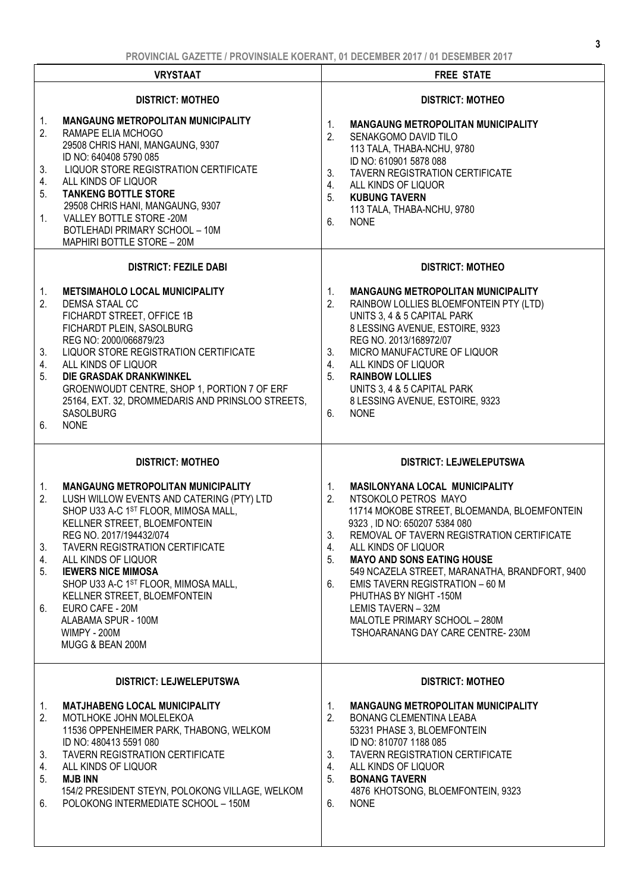| VRYSTAAT | FREE STATE |
|---|---|
| **DISTRICT: MOTHEO**<br><br>1. **MANGAUNG METROPOLITAN MUNICIPALITY**<br>2. RAMAPE ELIA MCHOGO<br>29508 CHRIS HANI, MANGAUNG, 9307<br>ID NO: 640408 5790 085<br>3. LIQUOR STORE REGISTRATION CERTIFICATE<br>4. ALL KINDS OF LIQUOR<br>5. **TANKENG BOTTLE STORE**<br>29508 CHRIS HANI, MANGAUNG, 9307<br>1. VALLEY BOTTLE STORE -20M<br>BOTLEHADI PRIMARY SCHOOL – 10M<br>MAPHIRI BOTTLE STORE – 20M | **DISTRICT: MOTHEO**<br><br>1. **MANGAUNG METROPOLITAN MUNICIPALITY**<br>2. SENAKGOMO DAVID TILO<br>113 TALA, THABA-NCHU, 9780<br>ID NO: 610901 5878 088<br>3. TAVERN REGISTRATION CERTIFICATE<br>4. ALL KINDS OF LIQUOR<br>5. **KUBUNG TAVERN**<br>113 TALA, THABA-NCHU, 9780<br>6. NONE |
| **DISTRICT: FEZILE DABI**<br><br>1. **METSIMAHOLO LOCAL MUNICIPALITY**<br>2. DEMSA STAAL CC<br>FICHARDT STREET, OFFICE 1B<br>FICHARDT PLEIN, SASOLBURG<br>REG NO: 2000/066879/23<br>3. LIQUOR STORE REGISTRATION CERTIFICATE<br>4. ALL KINDS OF LIQUOR<br>5. **DIE GRASDAK DRANKWINKEL**<br>GROENWOUDT CENTRE, SHOP 1, PORTION 7 OF ERF 25164, EXT. 32, DROMMEDARIS AND PRINSLOO STREETS, SASOLBURG<br>6. NONE | **DISTRICT: MOTHEO**<br><br>1. **MANGAUNG METROPOLITAN MUNICIPALITY**<br>2. RAINBOW LOLLIES BLOEMFONTEIN PTY (LTD)<br>UNITS 3, 4 & 5 CAPITAL PARK<br>8 LESSING AVENUE, ESTOIRE, 9323<br>REG NO. 2013/168972/07<br>3. MICRO MANUFACTURE OF LIQUOR<br>4. ALL KINDS OF LIQUOR<br>5. **RAINBOW LOLLIES**<br>UNITS 3, 4 & 5 CAPITAL PARK<br>8 LESSING AVENUE, ESTOIRE, 9323<br>6. NONE |
| **DISTRICT: MOTHEO**<br><br>1. **MANGAUNG METROPOLITAN MUNICIPALITY**<br>2. LUSH WILLOW EVENTS AND CATERING (PTY) LTD<br>SHOP U33 A-C 1ST FLOOR, MIMOSA MALL, KELLNER STREET, BLOEMFONTEIN<br>REG NO. 2017/194432/074<br>3. TAVERN REGISTRATION CERTIFICATE<br>4. ALL KINDS OF LIQUOR<br>5. **IEWERS NICE MIMOSA**<br>SHOP U33 A-C 1ST FLOOR, MIMOSA MALL, KELLNER STREET, BLOEMFONTEIN<br>6. EURO CAFE - 20M<br>ALABAMA SPUR - 100M<br>WIMPY - 200M<br>MUGG & BEAN 200M | **DISTRICT: LEJWELEPUTSWA**<br><br>1. **MASILONYANA LOCAL MUNICIPALITY**<br>2. NTSOKOLO PETROS MAYO<br>11714 MOKOBE STREET, BLOEMANDA, BLOEMFONTEIN 9323 , ID NO: 650207 5384 080<br>3. REMOVAL OF TAVERN REGISTRATION CERTIFICATE<br>4. ALL KINDS OF LIQUOR<br>5. **MAYO AND SONS EATING HOUSE**<br>549 NCAZELA STREET, MARANATHA, BRANDFORT, 9400<br>6. EMIS TAVERN REGISTRATION – 60 M<br>PHUTHAS BY NIGHT -150M<br>LEMIS TAVERN – 32M<br>MALOTLE PRIMARY SCHOOL – 280M<br>TSHOARANANG DAY CARE CENTRE- 230M |
| **DISTRICT: LEJWELEPUTSWA**<br><br>1. **MATJHABENG LOCAL MUNICIPALITY**<br>2. MOTLHOKE JOHN MOLELEKOA<br>11536 OPPENHEIMER PARK, THABONG, WELKOM<br>ID NO: 480413 5591 080<br>3. TAVERN REGISTRATION CERTIFICATE<br>4. ALL KINDS OF LIQUOR<br>5. **MJB INN**<br>154/2 PRESIDENT STEYN, POLOKONG VILLAGE, WELKOM<br>6. POLOKONG INTERMEDIATE SCHOOL – 150M | **DISTRICT: MOTHEO**<br><br>1. **MANGAUNG METROPOLITAN MUNICIPALITY**<br>2. BONANG CLEMENTINA LEABA<br>53231 PHASE 3, BLOEMFONTEIN<br>ID NO: 810707 1188 085<br>3. TAVERN REGISTRATION CERTIFICATE<br>4. ALL KINDS OF LIQUOR<br>5. **BONANG TAVERN**<br>4876 KHOTSONG, BLOEMFONTEIN, 9323<br>6. NONE |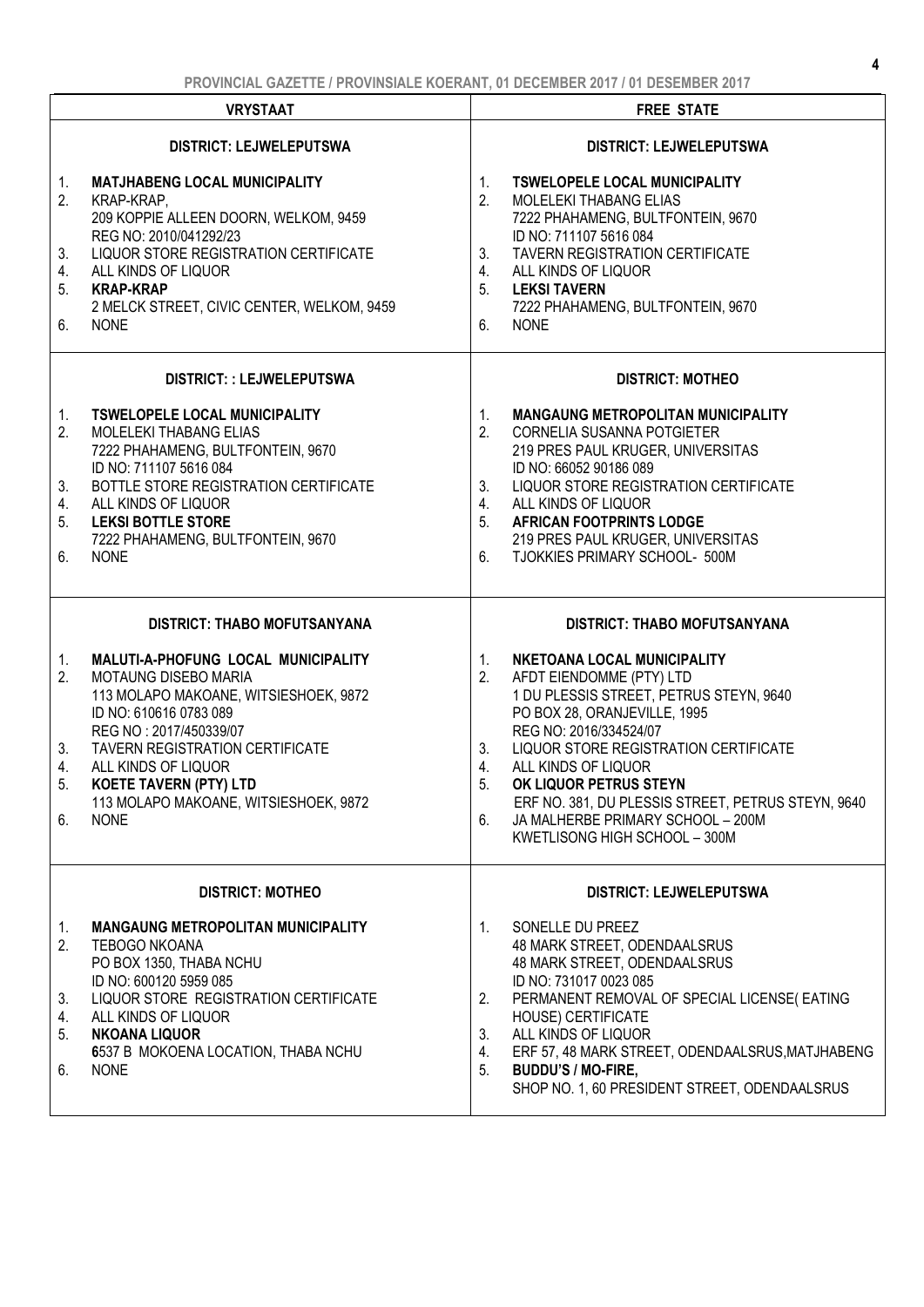| VRYSTAAT | FREE STATE |
|---|---|
| **DISTRICT: LEJWELEPUTSWA**<br><br>1. **MATJHABENG LOCAL MUNICIPALITY**<br>2. KRAP-KRAP, 209 KOPPIE ALLEEN DOORN, WELKOM, 9459 REG NO: 2010/041292/23<br>3. LIQUOR STORE REGISTRATION CERTIFICATE<br>4. ALL KINDS OF LIQUOR<br>5. **KRAP-KRAP** 2 MELCK STREET, CIVIC CENTER, WELKOM, 9459<br>6. NONE | **DISTRICT: LEJWELEPUTSWA**<br><br>1. **TSWELOPELE LOCAL MUNICIPALITY**<br>2. MOLELEKI THABANG ELIAS 7222 PHAHAMENG, BULTFONTEIN, 9670 ID NO: 711107 5616 084<br>3. TAVERN REGISTRATION CERTIFICATE<br>4. ALL KINDS OF LIQUOR<br>5. **LEKSI TAVERN** 7222 PHAHAMENG, BULTFONTEIN, 9670<br>6. NONE |
| **DISTRICT: : LEJWELEPUTSWA**<br><br>1. **TSWELOPELE LOCAL MUNICIPALITY**<br>2. MOLELEKI THABANG ELIAS 7222 PHAHAMENG, BULTFONTEIN, 9670 ID NO: 711107 5616 084<br>3. BOTTLE STORE REGISTRATION CERTIFICATE<br>4. ALL KINDS OF LIQUOR<br>5. **LEKSI BOTTLE STORE** 7222 PHAHAMENG, BULTFONTEIN, 9670<br>6. NONE | **DISTRICT: MOTHEO**<br><br>1. **MANGAUNG METROPOLITAN MUNICIPALITY**<br>2. CORNELIA SUSANNA POTGIETER 219 PRES PAUL KRUGER, UNIVERSITAS ID NO: 66052 90186 089<br>3. LIQUOR STORE REGISTRATION CERTIFICATE<br>4. ALL KINDS OF LIQUOR<br>5. **AFRICAN FOOTPRINTS LODGE** 219 PRES PAUL KRUGER, UNIVERSITAS<br>6. TJOKKIES PRIMARY SCHOOL- 500M |
| **DISTRICT: THABO MOFUTSANYANA**<br><br>1. **MALUTI-A-PHOFUNG LOCAL MUNICIPALITY**<br>2. MOTAUNG DISEBO MARIA 113 MOLAPO MAKOANE, WITSIESHOEK, 9872 ID NO: 610616 0783 089 REG NO : 2017/450339/07<br>3. TAVERN REGISTRATION CERTIFICATE<br>4. ALL KINDS OF LIQUOR<br>5. **KOETE TAVERN (PTY) LTD** 113 MOLAPO MAKOANE, WITSIESHOEK, 9872<br>6. NONE | **DISTRICT: THABO MOFUTSANYANA**<br><br>1. **NKETOANA LOCAL MUNICIPALITY**<br>2. AFDT EIENDOMME (PTY) LTD 1 DU PLESSIS STREET, PETRUS STEYN, 9640 PO BOX 28, ORANJEVILLE, 1995 REG NO: 2016/334524/07<br>3. LIQUOR STORE REGISTRATION CERTIFICATE<br>4. ALL KINDS OF LIQUOR<br>5. **OK LIQUOR PETRUS STEYN** ERF NO. 381, DU PLESSIS STREET, PETRUS STEYN, 9640<br>6. JA MALHERBE PRIMARY SCHOOL – 200M KWETLISONG HIGH SCHOOL – 300M |
| **DISTRICT: MOTHEO**<br><br>1. **MANGAUNG METROPOLITAN MUNICIPALITY**<br>2. TEBOGO NKOANA PO BOX 1350, THABA NCHU ID NO: 600120 5959 085<br>3. LIQUOR STORE REGISTRATION CERTIFICATE<br>4. ALL KINDS OF LIQUOR<br>5. **NKOANA LIQUOR** **6**537 B MOKOENA LOCATION, THABA NCHU<br>6. NONE | **DISTRICT: LEJWELEPUTSWA**<br><br>1. SONELLE DU PREEZ 48 MARK STREET, ODENDAALSRUS 48 MARK STREET, ODENDAALSRUS ID NO: 731017 0023 085<br>2. PERMANENT REMOVAL OF SPECIAL LICENSE( EATING HOUSE) CERTIFICATE<br>3. ALL KINDS OF LIQUOR<br>4. ERF 57, 48 MARK STREET, ODENDAALSRUS,MATJHABENG<br>5. **BUDDU'S / MO-FIRE,** SHOP NO. 1, 60 PRESIDENT STREET, ODENDAALSRUS |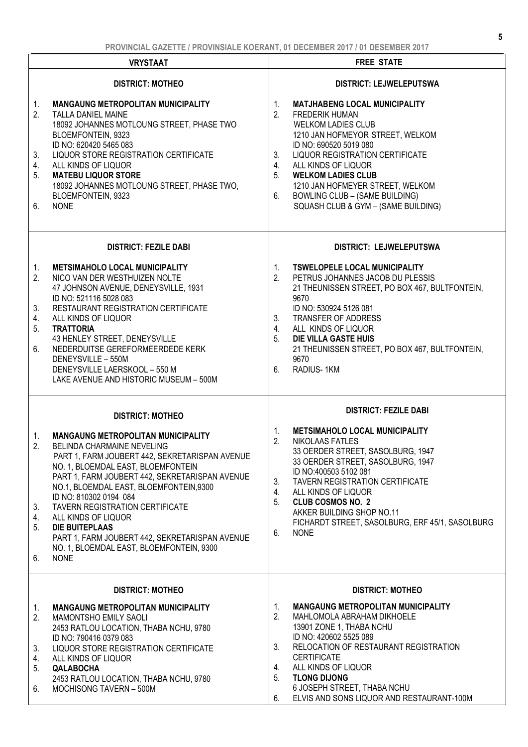| VRYSTAAT | FREE STATE |
|---|---|
| **DISTRICT: MOTHEO**<br><br>1. **MANGAUNG METROPOLITAN MUNICIPALITY**<br>2. TALLA DANIEL MAINE<br>18092 JOHANNES MOTLOUNG STREET, PHASE TWO<br>BLOEMFONTEIN, 9323<br>ID NO: 620420 5465 083<br>3. LIQUOR STORE REGISTRATION CERTIFICATE<br>4. ALL KINDS OF LIQUOR<br>5. **MATEBU LIQUOR STORE**<br>18092 JOHANNES MOTLOUNG STREET, PHASE TWO, BLOEMFONTEIN, 9323<br>6. NONE | **DISTRICT: LEJWELEPUTSWA**<br><br>1. **MATJHABENG LOCAL MUNICIPALITY**<br>2. FREDERIK HUMAN<br>WELKOM LADIES CLUB<br>1210 JAN HOFMEYOR STREET, WELKOM<br>ID NO: 690520 5019 080<br>3. LIQUOR REGISTRATION CERTIFICATE<br>4. ALL KINDS OF LIQUOR<br>5. **WELKOM LADIES CLUB**<br>1210 JAN HOFMEYER STREET, WELKOM<br>6. BOWLING CLUB – (SAME BUILDING)<br>SQUASH CLUB & GYM – (SAME BUILDING) |
| **DISTRICT: FEZILE DABI**<br><br>1. **METSIMAHOLO LOCAL MUNICIPALITY**<br>2. NICO VAN DER WESTHUIZEN NOLTE<br>47 JOHNSON AVENUE, DENEYSVILLE, 1931<br>ID NO: 521116 5028 083<br>3. RESTAURANT REGISTRATION CERTIFICATE<br>4. ALL KINDS OF LIQUOR<br>5. **TRATTORIA**<br>43 HENLEY STREET, DENEYSVILLE<br>6. NEDERDUITSE GEREFORMEERDEDE KERK DENEYSVILLE – 550M<br>DENEYSVILLE LAERSKOOL – 550 M<br>LAKE AVENUE AND HISTORIC MUSEUM – 500M | **DISTRICT: LEJWELEPUTSWA**<br><br>1. **TSWELOPELE LOCAL MUNICIPALITY**<br>2. PETRUS JOHANNES JACOB DU PLESSIS<br>21 THEUNISSEN STREET, PO BOX 467, BULTFONTEIN, 9670<br>ID NO: 530924 5126 081<br>3. TRANSFER OF ADDRESS<br>4. ALL KINDS OF LIQUOR<br>5. **DIE VILLA GASTE HUIS**<br>21 THEUNISSEN STREET, PO BOX 467, BULTFONTEIN, 9670<br>6. RADIUS- 1KM |
| **DISTRICT: MOTHEO**<br><br>1. **MANGAUNG METROPOLITAN MUNICIPALITY**<br>2. BELINDA CHARMAINE NEVELING<br>PART 1, FARM JOUBERT 442, SEKRETARISPAN AVENUE NO. 1, BLOEMDAL EAST, BLOEMFONTEIN<br>PART 1, FARM JOUBERT 442, SEKRETARISPAN AVENUE NO.1, BLOEMDAL EAST, BLOEMFONTEIN,9300<br>ID NO: 810302 0194 084<br>3. TAVERN REGISTRATION CERTIFICATE<br>4. ALL KINDS OF LIQUOR<br>5. **DIE BUITEPLAAS**<br>PART 1, FARM JOUBERT 442, SEKRETARISPAN AVENUE NO. 1, BLOEMDAL EAST, BLOEMFONTEIN, 9300<br>6. NONE | **DISTRICT: FEZILE DABI**<br><br>1. **METSIMAHOLO LOCAL MUNICIPALITY**<br>2. NIKOLAAS FATLES<br>33 OERDER STREET, SASOLBURG, 1947<br>33 OERDER STREET, SASOLBURG, 1947<br>ID NO:400503 5102 081<br>3. TAVERN REGISTRATION CERTIFICATE<br>4. ALL KINDS OF LIQUOR<br>5. **CLUB COSMOS NO. 2**<br>AKKER BUILDING SHOP NO.11<br>FICHARDT STREET, SASOLBURG, ERF 45/1, SASOLBURG<br>6. NONE |
| **DISTRICT: MOTHEO**<br><br>1. **MANGAUNG METROPOLITAN MUNICIPALITY**<br>2. MAMONTSHO EMILY SAOLI<br>2453 RATLOU LOCATION, THABA NCHU, 9780<br>ID NO: 790416 0379 083<br>3. LIQUOR STORE REGISTRATION CERTIFICATE<br>4. ALL KINDS OF LIQUOR<br>5. **QALABOCHA**<br>2453 RATLOU LOCATION, THABA NCHU, 9780<br>6. MOCHISONG TAVERN – 500M | **DISTRICT: MOTHEO**<br><br>1. **MANGAUNG METROPOLITAN MUNICIPALITY**<br>2. MAHLOMOLA ABRAHAM DIKHOELE<br>13901 ZONE 1, THABA NCHU<br>ID NO: 420602 5525 089<br>3. RELOCATION OF RESTAURANT REGISTRATION CERTIFICATE<br>4. ALL KINDS OF LIQUOR<br>5. **TLONG DIJONG**<br>6 JOSEPH STREET, THABA NCHU<br>6. ELVIS AND SONS LIQUOR AND RESTAURANT-100M |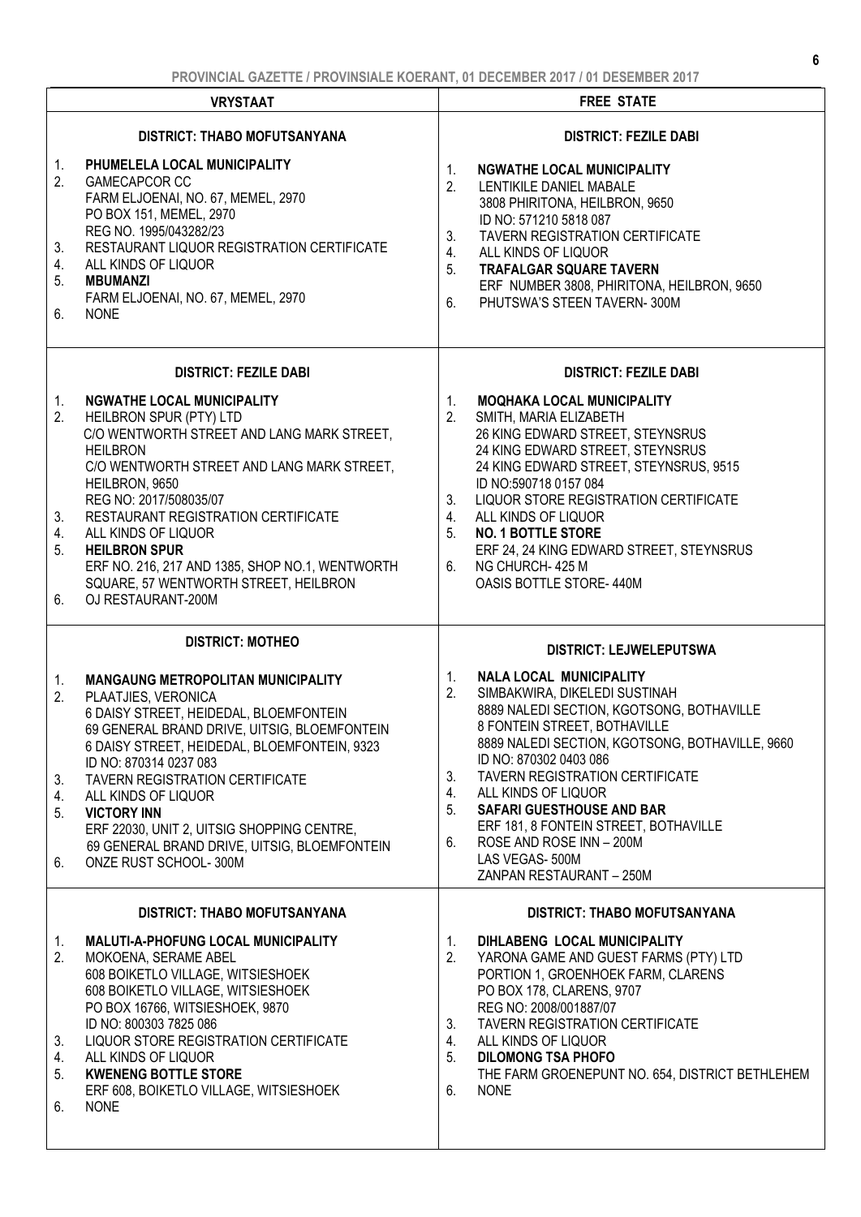| VRYSTAAT | FREE STATE |
|---|---|
| **DISTRICT: THABO MOFUTSANYANA**<br><br>1. **PHUMELELA LOCAL MUNICIPALITY**<br>2. GAMECAPCOR CC<br>FARM ELJOENAI, NO. 67, MEMEL, 2970<br>PO BOX 151, MEMEL, 2970<br>REG NO. 1995/043282/23<br>3. RESTAURANT LIQUOR REGISTRATION CERTIFICATE<br>4. ALL KINDS OF LIQUOR<br>5. **MBUMANZI**<br>FARM ELJOENAI, NO. 67, MEMEL, 2970<br>6. NONE | **DISTRICT: FEZILE DABI**<br><br>1. **NGWATHE LOCAL MUNICIPALITY**<br>2. LENTIKILE DANIEL MABALE<br>3808 PHIRITONA, HEILBRON, 9650<br>ID NO: 571210 5818 087<br>3. TAVERN REGISTRATION CERTIFICATE<br>4. ALL KINDS OF LIQUOR<br>5. **TRAFALGAR SQUARE TAVERN**<br>ERF NUMBER 3808, PHIRITONA, HEILBRON, 9650<br>6. PHUTSWA'S STEEN TAVERN- 300M |
| **DISTRICT: FEZILE DABI**<br><br>1. **NGWATHE LOCAL MUNICIPALITY**<br>2. HEILBRON SPUR (PTY) LTD<br>C/O WENTWORTH STREET AND LANG MARK STREET, HEILBRON<br>C/O WENTWORTH STREET AND LANG MARK STREET, HEILBRON, 9650<br>REG NO: 2017/508035/07<br>3. RESTAURANT REGISTRATION CERTIFICATE<br>4. ALL KINDS OF LIQUOR<br>5. **HEILBRON SPUR**<br>ERF NO. 216, 217 AND 1385, SHOP NO.1, WENTWORTH SQUARE, 57 WENTWORTH STREET, HEILBRON<br>6. OJ RESTAURANT-200M | **DISTRICT: FEZILE DABI**<br><br>1. **MOQHAKA LOCAL MUNICIPALITY**<br>2. SMITH, MARIA ELIZABETH<br>26 KING EDWARD STREET, STEYNSRUS<br>24 KING EDWARD STREET, STEYNSRUS<br>24 KING EDWARD STREET, STEYNSRUS, 9515<br>ID NO:590718 0157 084<br>3. LIQUOR STORE REGISTRATION CERTIFICATE<br>4. ALL KINDS OF LIQUOR<br>5. **NO. 1 BOTTLE STORE**<br>ERF 24, 24 KING EDWARD STREET, STEYNSRUS<br>6. NG CHURCH- 425 M<br>OASIS BOTTLE STORE- 440M |
| **DISTRICT: MOTHEO**<br><br>1. **MANGAUNG METROPOLITAN MUNICIPALITY**<br>2. PLAATJIES, VERONICA<br>6 DAISY STREET, HEIDEDAL, BLOEMFONTEIN<br>69 GENERAL BRAND DRIVE, UITSIG, BLOEMFONTEIN<br>6 DAISY STREET, HEIDEDAL, BLOEMFONTEIN, 9323<br>ID NO: 870314 0237 083<br>3. TAVERN REGISTRATION CERTIFICATE<br>4. ALL KINDS OF LIQUOR<br>5. **VICTORY INN**<br>ERF 22030, UNIT 2, UITSIG SHOPPING CENTRE, 69 GENERAL BRAND DRIVE, UITSIG, BLOEMFONTEIN<br>6. ONZE RUST SCHOOL- 300M | **DISTRICT: LEJWELEPUTSWA**<br><br>1. **NALA LOCAL MUNICIPALITY**<br>2. SIMBAKWIRA, DIKELEDI SUSTINAH<br>8889 NALEDI SECTION, KGOTSONG, BOTHAVILLE<br>8 FONTEIN STREET, BOTHAVILLE<br>8889 NALEDI SECTION, KGOTSONG, BOTHAVILLE, 9660<br>ID NO: 870302 0403 086<br>3. TAVERN REGISTRATION CERTIFICATE<br>4. ALL KINDS OF LIQUOR<br>5. **SAFARI GUESTHOUSE AND BAR**<br>ERF 181, 8 FONTEIN STREET, BOTHAVILLE<br>6. ROSE AND ROSE INN – 200M<br>LAS VEGAS- 500M<br>ZANPAN RESTAURANT – 250M |
| **DISTRICT: THABO MOFUTSANYANA**<br><br>1. **MALUTI-A-PHOFUNG LOCAL MUNICIPALITY**<br>2. MOKOENA, SERAME ABEL<br>608 BOIKETLO VILLAGE, WITSIESHOEK<br>608 BOIKETLO VILLAGE, WITSIESHOEK<br>PO BOX 16766, WITSIESHOEK, 9870<br>ID NO: 800303 7825 086<br>3. LIQUOR STORE REGISTRATION CERTIFICATE<br>4. ALL KINDS OF LIQUOR<br>5. **KWENENG BOTTLE STORE**<br>ERF 608, BOIKETLO VILLAGE, WITSIESHOEK<br>6. NONE | **DISTRICT: THABO MOFUTSANYANA**<br><br>1. **DIHLABENG LOCAL MUNICIPALITY**<br>2. YARONA GAME AND GUEST FARMS (PTY) LTD<br>PORTION 1, GROENHOEK FARM, CLARENS<br>PO BOX 178, CLARENS, 9707<br>REG NO: 2008/001887/07<br>3. TAVERN REGISTRATION CERTIFICATE<br>4. ALL KINDS OF LIQUOR<br>5. **DILOMONG TSA PHOFO**<br>THE FARM GROENEPUNT NO. 654, DISTRICT BETHLEHEM<br>6. NONE |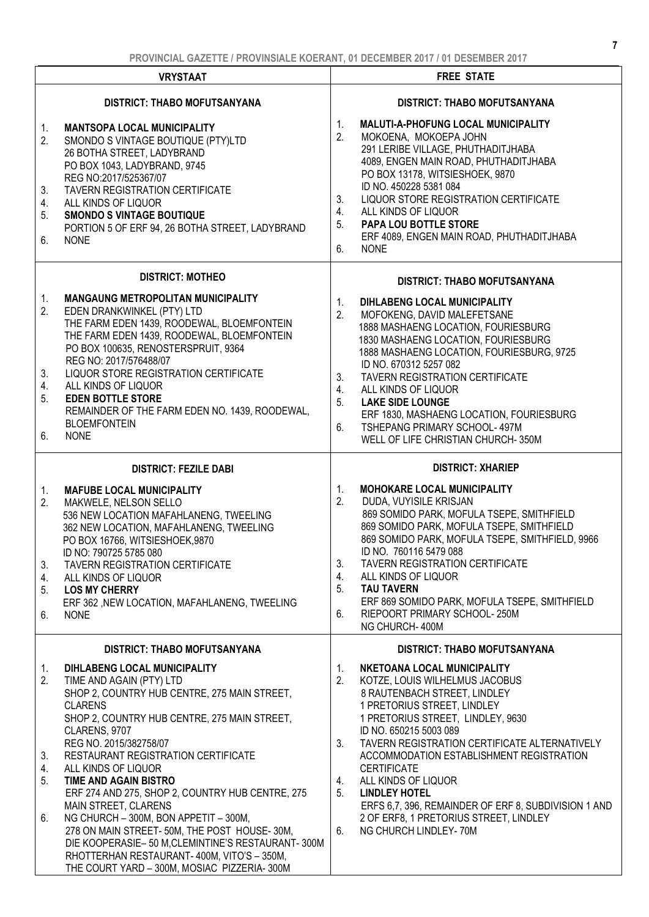| VRYSTAAT | FREE STATE |
|---|---|
| **DISTRICT: THABO MOFUTSANYANA**<br><br>1. **MANTSOPA LOCAL MUNICIPALITY**<br>2. SMONDO S VINTAGE BOUTIQUE (PTY)LTD<br>26 BOTHA STREET, LADYBRAND<br>PO BOX 1043, LADYBRAND, 9745<br>REG NO:2017/525367/07<br>3. TAVERN REGISTRATION CERTIFICATE<br>4. ALL KINDS OF LIQUOR<br>5. **SMONDO S VINTAGE BOUTIQUE**<br>PORTION 5 OF ERF 94, 26 BOTHA STREET, LADYBRAND<br>6. NONE | **DISTRICT: THABO MOFUTSANYANA**<br><br>1. **MALUTI-A-PHOFUNG LOCAL MUNICIPALITY**<br>2. MOKOENA, MOKOEPA JOHN<br>291 LERIBE VILLAGE, PHUTHADITJHABA<br>4089, ENGEN MAIN ROAD, PHUTHADITJHABA<br>PO BOX 13178, WITSIESHOEK, 9870<br>ID NO. 450228 5381 084<br>3. LIQUOR STORE REGISTRATION CERTIFICATE<br>4. ALL KINDS OF LIQUOR<br>5. **PAPA LOU BOTTLE STORE**<br>ERF 4089, ENGEN MAIN ROAD, PHUTHADITJHABA<br>6. NONE |
| **DISTRICT: MOTHEO**<br><br>1. **MANGAUNG METROPOLITAN MUNICIPALITY**<br>2. EDEN DRANKWINKEL (PTY) LTD<br>THE FARM EDEN 1439, ROODEWAL, BLOEMFONTEIN<br>THE FARM EDEN 1439, ROODEWAL, BLOEMFONTEIN<br>PO BOX 100635, RENOSTERSPRUIT, 9364<br>REG NO: 2017/576488/07<br>3. LIQUOR STORE REGISTRATION CERTIFICATE<br>4. ALL KINDS OF LIQUOR<br>5. **EDEN BOTTLE STORE**<br>REMAINDER OF THE FARM EDEN NO. 1439, ROODEWAL, BLOEMFONTEIN<br>6. NONE | **DISTRICT: THABO MOFUTSANYANA**<br><br>1. **DIHLABENG LOCAL MUNICIPALITY**<br>2. MOFOKENG, DAVID MALEFETSANE<br>1888 MASHAENG LOCATION, FOURIESBURG<br>1830 MASHAENG LOCATION, FOURIESBURG<br>1888 MASHAENG LOCATION, FOURIESBURG, 9725<br>ID NO. 670312 5257 082<br>3. TAVERN REGISTRATION CERTIFICATE<br>4. ALL KINDS OF LIQUOR<br>5. **LAKE SIDE LOUNGE**<br>ERF 1830, MASHAENG LOCATION, FOURIESBURG<br>6. TSHEPANG PRIMARY SCHOOL- 497M<br>WELL OF LIFE CHRISTIAN CHURCH- 350M |
| **DISTRICT: FEZILE DABI**<br><br>1. **MAFUBE LOCAL MUNICIPALITY**<br>2. MAKWELE, NELSON SELLO<br>536 NEW LOCATION MAFAHLANENG, TWEELING<br>362 NEW LOCATION, MAFAHLANENG, TWEELING<br>PO BOX 16766, WITSIESHOEK,9870<br>ID NO: 790725 5785 080<br>3. TAVERN REGISTRATION CERTIFICATE<br>4. ALL KINDS OF LIQUOR<br>5. **LOS MY CHERRY**<br>ERF 362 ,NEW LOCATION, MAFAHLANENG, TWEELING<br>6. NONE | **DISTRICT: XHARIEP**<br><br>1. **MOHOKARE LOCAL MUNICIPALITY**<br>2. DUDA, VUYISILE KRISJAN<br>869 SOMIDO PARK, MOFULA TSEPE, SMITHFIELD<br>869 SOMIDO PARK, MOFULA TSEPE, SMITHFIELD<br>869 SOMIDO PARK, MOFULA TSEPE, SMITHFIELD, 9966<br>ID NO. 760116 5479 088<br>3. TAVERN REGISTRATION CERTIFICATE<br>4. ALL KINDS OF LIQUOR<br>5. **TAU TAVERN**<br>ERF 869 SOMIDO PARK, MOFULA TSEPE, SMITHFIELD<br>6. RIEPOORT PRIMARY SCHOOL- 250M<br>NG CHURCH- 400M |
| **DISTRICT: THABO MOFUTSANYANA**<br><br>1. **DIHLABENG LOCAL MUNICIPALITY**<br>2. TIME AND AGAIN (PTY) LTD<br>SHOP 2, COUNTRY HUB CENTRE, 275 MAIN STREET, CLARENS<br>SHOP 2, COUNTRY HUB CENTRE, 275 MAIN STREET, CLARENS, 9707<br>REG NO. 2015/382758/07<br>3. RESTAURANT REGISTRATION CERTIFICATE<br>4. ALL KINDS OF LIQUOR<br>5. **TIME AND AGAIN BISTRO**<br>ERF 274 AND 275, SHOP 2, COUNTRY HUB CENTRE, 275 MAIN STREET, CLARENS<br>6. NG CHURCH – 300M, BON APPETIT – 300M, 278 ON MAIN STREET- 50M, THE POST HOUSE- 30M, DIE KOOPERASIE– 50 M,CLEMINTINE'S RESTAURANT- 300M RHOTTERHAN RESTAURANT- 400M, VITO'S – 350M, THE COURT YARD – 300M, MOSIAC PIZZERIA- 300M | **DISTRICT: THABO MOFUTSANYANA**<br><br>1. **NKETOANA LOCAL MUNICIPALITY**<br>2. KOTZE, LOUIS WILHELMUS JACOBUS<br>8 RAUTENBACH STREET, LINDLEY<br>1 PRETORIUS STREET, LINDLEY<br>1 PRETORIUS STREET, LINDLEY, 9630<br>ID NO. 650215 5003 089<br>3. TAVERN REGISTRATION CERTIFICATE ALTERNATIVELY ACCOMMODATION ESTABLISHMENT REGISTRATION CERTIFICATE<br>4. ALL KINDS OF LIQUOR<br>5. **LINDLEY HOTEL**<br>ERFS 6,7, 396, REMAINDER OF ERF 8, SUBDIVISION 1 AND 2 OF ERF8, 1 PRETORIUS STREET, LINDLEY<br>6. NG CHURCH LINDLEY- 70M |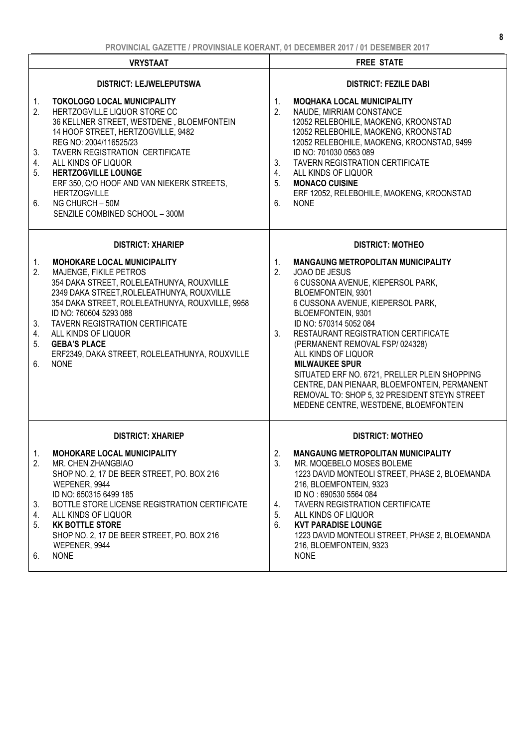| VRYSTAAT | FREE STATE |
|---|---|
| **DISTRICT: LEJWELEPUTSWA**<br><br>1. **TOKOLOGO LOCAL MUNICIPALITY**<br>2. HERTZOGVILLE LIQUOR STORE CC<br>36 KELLNER STREET, WESTDENE , BLOEMFONTEIN<br>14 HOOF STREET, HERTZOGVILLE, 9482<br>REG NO: 2004/116525/23<br>3. TAVERN REGISTRATION CERTIFICATE<br>4. ALL KINDS OF LIQUOR<br>5. **HERTZOGVILLE LOUNGE**<br>ERF 350, C/O HOOF AND VAN NIEKERK STREETS, HERTZOGVILLE<br>6. NG CHURCH – 50M<br>SENZILE COMBINED SCHOOL – 300M | **DISTRICT: FEZILE DABI**<br><br>1. **MOQHAKA LOCAL MUNICIPALITY**<br>2. NAUDE, MIRRIAM CONSTANCE<br>12052 RELEBOHILE, MAOKENG, KROONSTAD<br>12052 RELEBOHILE, MAOKENG, KROONSTAD<br>12052 RELEBOHILE, MAOKENG, KROONSTAD, 9499<br>ID NO: 701030 0563 089<br>3. TAVERN REGISTRATION CERTIFICATE<br>4. ALL KINDS OF LIQUOR<br>5. **MONACO CUISINE**<br>ERF 12052, RELEBOHILE, MAOKENG, KROONSTAD<br>6. NONE |
| **DISTRICT: XHARIEP**<br><br>1. **MOHOKARE LOCAL MUNICIPALITY**<br>2. MAJENGE, FIKILE PETROS<br>354 DAKA STREET, ROLELEATHUNYA, ROUXVILLE<br>2349 DAKA STREET,ROLELEATHUNYA, ROUXVILLE<br>354 DAKA STREET, ROLELEATHUNYA, ROUXVILLE, 9958<br>ID NO: 760604 5293 088<br>3. TAVERN REGISTRATION CERTIFICATE<br>4. ALL KINDS OF LIQUOR<br>5. **GEBA'S PLACE**<br>ERF2349, DAKA STREET, ROLELEATHUNYA, ROUXVILLE<br>6. NONE | **DISTRICT: MOTHEO**<br><br>1. **MANGAUNG METROPOLITAN MUNICIPALITY**<br>2. JOAO DE JESUS<br>6 CUSSONA AVENUE, KIEPERSOL PARK, BLOEMFONTEIN, 9301<br>6 CUSSONA AVENUE, KIEPERSOL PARK, BLOEMFONTEIN, 9301<br>ID NO: 570314 5052 084<br>3. RESTAURANT REGISTRATION CERTIFICATE<br>(PERMANENT REMOVAL FSP/ 024328)<br>ALL KINDS OF LIQUOR<br>**MILWAUKEE SPUR**<br>SITUATED ERF NO. 6721, PRELLER PLEIN SHOPPING CENTRE, DAN PIENAAR, BLOEMFONTEIN, PERMANENT REMOVAL TO: SHOP 5, 32 PRESIDENT STEYN STREET MEDENE CENTRE, WESTDENE, BLOEMFONTEIN |
| **DISTRICT: XHARIEP**<br><br>1. **MOHOKARE LOCAL MUNICIPALITY**<br>2. MR. CHEN ZHANGBIAO<br>SHOP NO. 2, 17 DE BEER STREET, PO. BOX 216 WEPENER, 9944<br>ID NO: 650315 6499 185<br>3. BOTTLE STORE LICENSE REGISTRATION CERTIFICATE<br>4. ALL KINDS OF LIQUOR<br>5. **KK BOTTLE STORE**<br>SHOP NO. 2, 17 DE BEER STREET, PO. BOX 216 WEPENER, 9944<br>6. NONE | **DISTRICT: MOTHEO**<br><br>2. **MANGAUNG METROPOLITAN MUNICIPALITY**<br>3. MR. MOQEBELO MOSES BOLEME<br>1223 DAVID MONTEOLI STREET, PHASE 2, BLOEMANDA 216, BLOEMFONTEIN, 9323<br>ID NO : 690530 5564 084<br>4. TAVERN REGISTRATION CERTIFICATE<br>5. ALL KINDS OF LIQUOR<br>6. **KVT PARADISE LOUNGE**<br>1223 DAVID MONTEOLI STREET, PHASE 2, BLOEMANDA 216, BLOEMFONTEIN, 9323<br>NONE |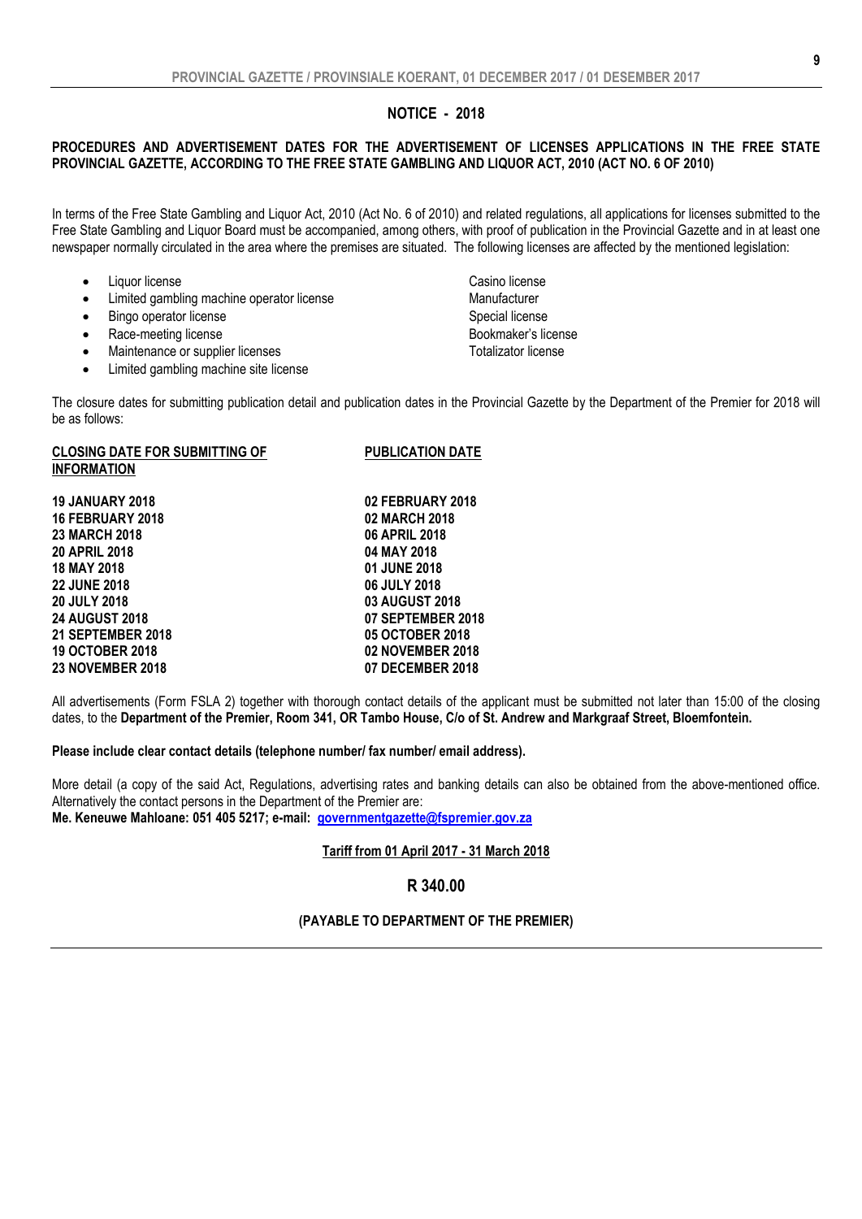## NOTICE - 2018

**PROCEDURES AND ADVERTISEMENT DATES FOR THE ADVERTISEMENT OF LICENSES APPLICATIONS IN THE FREE STATE PROVINCIAL GAZETTE, ACCORDING TO THE FREE STATE GAMBLING AND LIQUOR ACT, 2010 (ACT NO. 6 OF 2010)**

In terms of the Free State Gambling and Liquor Act, 2010 (Act No. 6 of 2010) and related regulations, all applications for licenses submitted to the Free State Gambling and Liquor Board must be accompanied, among others, with proof of publication in the Provincial Gazette and in at least one newspaper normally circulated in the area where the premises are situated. The following licenses are affected by the mentioned legislation:

- Liquor license
- Limited gambling machine operator license
- Bingo operator license
- Race-meeting license
- Maintenance or supplier licenses
- Limited gambling machine site license
- Casino license
- Manufacturer
- Special license
- Bookmaker's license
- Totalizator license

The closure dates for submitting publication detail and publication dates in the Provincial Gazette by the Department of the Premier for 2018 will be as follows:

| CLOSING DATE FOR SUBMITTING OF INFORMATION | PUBLICATION DATE |
|---|---|
| 19 JANUARY 2018 | 02 FEBRUARY 2018 |
| 16 FEBRUARY 2018 | 02 MARCH 2018 |
| 23 MARCH 2018 | 06 APRIL 2018 |
| 20 APRIL 2018 | 04 MAY 2018 |
| 18 MAY 2018 | 01 JUNE 2018 |
| 22 JUNE 2018 | 06 JULY 2018 |
| 20 JULY 2018 | 03 AUGUST 2018 |
| 24 AUGUST 2018 | 07 SEPTEMBER 2018 |
| 21 SEPTEMBER 2018 | 05 OCTOBER 2018 |
| 19 OCTOBER 2018 | 02 NOVEMBER 2018 |
| 23 NOVEMBER 2018 | 07 DECEMBER 2018 |

All advertisements (Form FSLA 2) together with thorough contact details of the applicant must be submitted not later than 15:00 of the closing dates, to the **Department of the Premier, Room 341, OR Tambo House, C/o of St. Andrew and Markgraaf Street, Bloemfontein.**

**Please include clear contact details (telephone number/ fax number/ email address).**

More detail (a copy of the said Act, Regulations, advertising rates and banking details can also be obtained from the above-mentioned office. Alternatively the contact persons in the Department of the Premier are:
**Me. Keneuwe Mahloane: 051 405 5217; e-mail: governmentgazette@fspremier.gov.za**

**Tariff from 01 April 2017 - 31 March 2018**

**R 340.00**

**(PAYABLE TO DEPARTMENT OF THE PREMIER)**